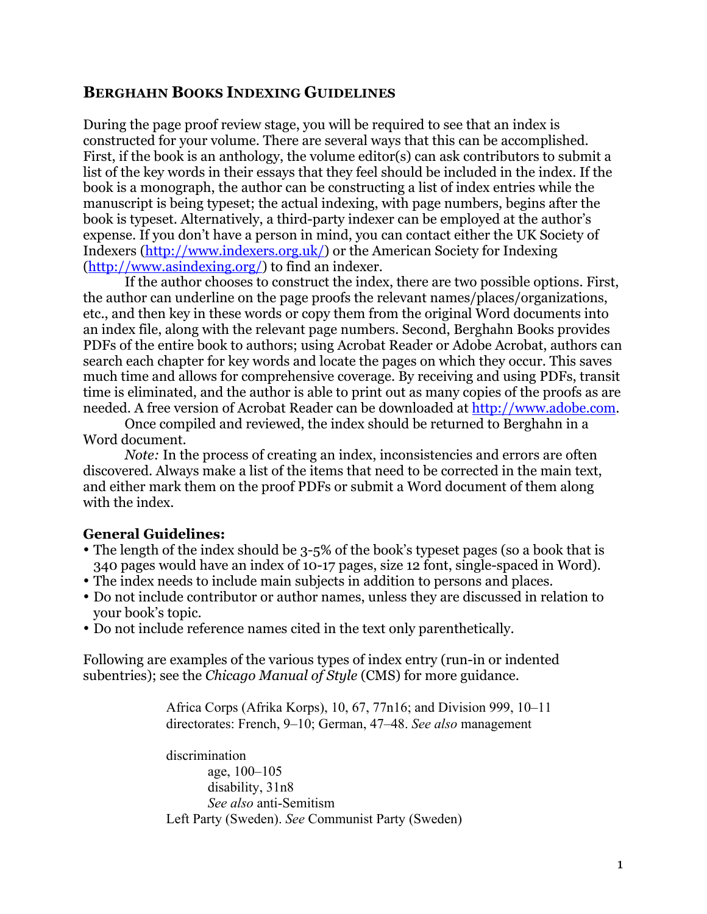# BERGHAHN BOOKS INDEXING GUIDELINES

During the page proof review stage, you will be required to see that an index is constructed for your volume. There are several ways that this can be accomplished. First, if the book is an anthology, the volume editor(s) can ask contributors to submit a list of the key words in their essays that they feel should be included in the index. If the book is a monograph, the author can be constructing a list of index entries while the manuscript is being typeset; the actual indexing, with page numbers, begins after the book is typeset. Alternatively, a third-party indexer can be employed at the author's expense. If you don't have a person in mind, you can contact either the UK Society of Indexers (http://www.indexers.org.uk/) or the American Society for Indexing (http://www.asindexing.org/) to find an indexer.

If the author chooses to construct the index, there are two possible options. First, the author can underline on the page proofs the relevant names/places/organizations, etc., and then key in these words or copy them from the original Word documents into an index file, along with the relevant page numbers. Second, Berghahn Books provides PDFs of the entire book to authors; using Acrobat Reader or Adobe Acrobat, authors can search each chapter for key words and locate the pages on which they occur. This saves much time and allows for comprehensive coverage. By receiving and using PDFs, transit time is eliminated, and the author is able to print out as many copies of the proofs as are needed. A free version of Acrobat Reader can be downloaded at http://www.adobe.com.

Once compiled and reviewed, the index should be returned to Berghahn in a Word document.

*Note:* In the process of creating an index, inconsistencies and errors are often discovered. Always make a list of the items that need to be corrected in the main text, and either mark them on the proof PDFs or submit a Word document of them along with the index.

**General Guidelines:**

- The length of the index should be 3-5% of the book's typeset pages (so a book that is 340 pages would have an index of 10-17 pages, size 12 font, single-spaced in Word).
- The index needs to include main subjects in addition to persons and places.
- Do not include contributor or author names, unless they are discussed in relation to your book's topic.
- Do not include reference names cited in the text only parenthetically.

Following are examples of the various types of index entry (run-in or indented subentries); see the *Chicago Manual of Style* (CMS) for more guidance.

> Africa Corps (Afrika Korps), 10, 67, 77n16; and Division 999, 10–11
> directorates: French, 9–10; German, 47–48. *See also* management
>
> discrimination
>     age, 100–105
>     disability, 31n8
>     *See also* anti-Semitism
> Left Party (Sweden). *See* Communist Party (Sweden)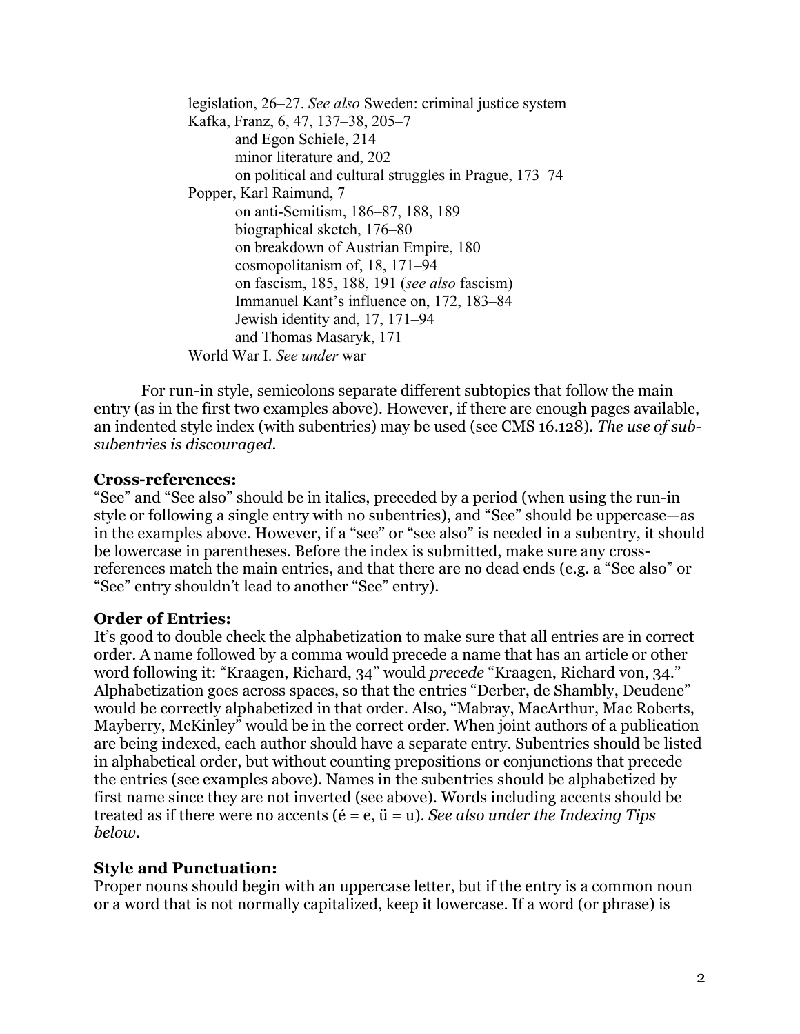legislation, 26–27. *See also* Sweden: criminal justice system
Kafka, Franz, 6, 47, 137–38, 205–7
    and Egon Schiele, 214
    minor literature and, 202
    on political and cultural struggles in Prague, 173–74
Popper, Karl Raimund, 7
    on anti-Semitism, 186–87, 188, 189
    biographical sketch, 176–80
    on breakdown of Austrian Empire, 180
    cosmopolitanism of, 18, 171–94
    on fascism, 185, 188, 191 (*see also* fascism)
    Immanuel Kant's influence on, 172, 183–84
    Jewish identity and, 17, 171–94
    and Thomas Masaryk, 171
World War I. *See under* war

For run-in style, semicolons separate different subtopics that follow the main entry (as in the first two examples above). However, if there are enough pages available, an indented style index (with subentries) may be used (see CMS 16.128). *The use of sub-subentries is discouraged.*

**Cross-references:**
"See" and "See also" should be in italics, preceded by a period (when using the run-in style or following a single entry with no subentries), and "See" should be uppercase—as in the examples above. However, if a "see" or "see also" is needed in a subentry, it should be lowercase in parentheses. Before the index is submitted, make sure any cross-references match the main entries, and that there are no dead ends (e.g. a "See also" or "See" entry shouldn't lead to another "See" entry).

**Order of Entries:**
It's good to double check the alphabetization to make sure that all entries are in correct order. A name followed by a comma would precede a name that has an article or other word following it: "Kraagen, Richard, 34" would *precede* "Kraagen, Richard von, 34." Alphabetization goes across spaces, so that the entries "Derber, de Shambly, Deudene" would be correctly alphabetized in that order. Also, "Mabray, MacArthur, Mac Roberts, Mayberry, McKinley" would be in the correct order. When joint authors of a publication are being indexed, each author should have a separate entry. Subentries should be listed in alphabetical order, but without counting prepositions or conjunctions that precede the entries (see examples above). Names in the subentries should be alphabetized by first name since they are not inverted (see above). Words including accents should be treated as if there were no accents (é = e, ü = u). *See also under the Indexing Tips below.*

**Style and Punctuation:**
Proper nouns should begin with an uppercase letter, but if the entry is a common noun or a word that is not normally capitalized, keep it lowercase. If a word (or phrase) is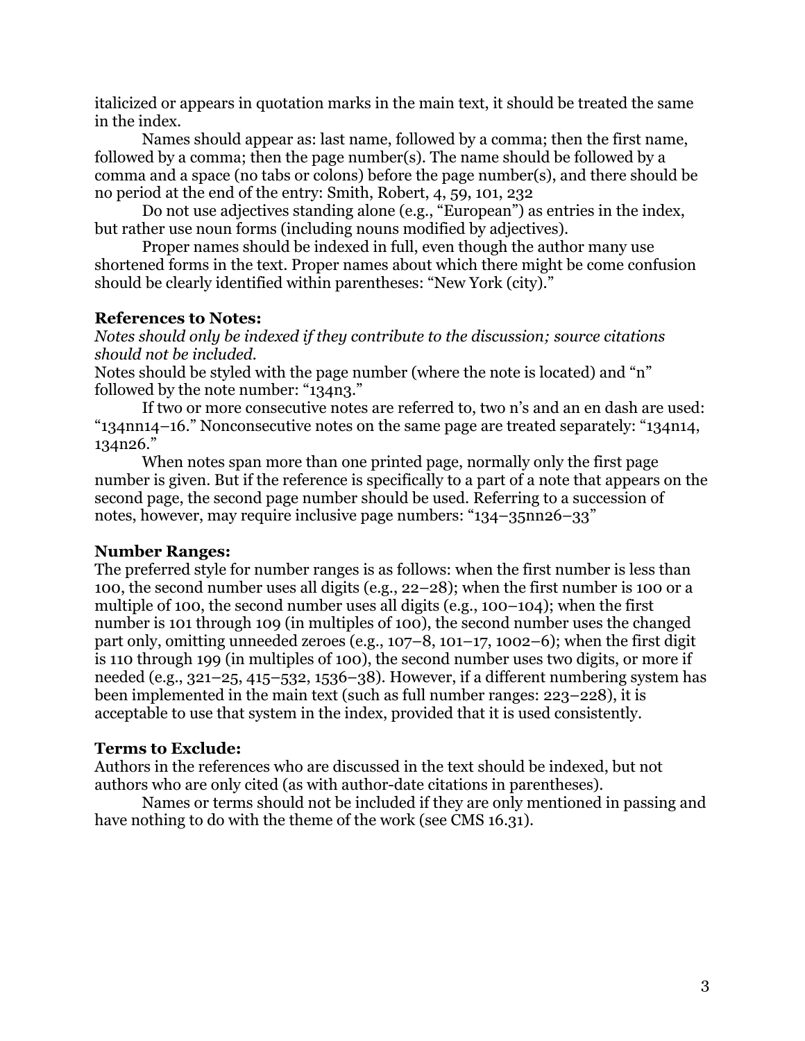italicized or appears in quotation marks in the main text, it should be treated the same in the index.

Names should appear as: last name, followed by a comma; then the first name, followed by a comma; then the page number(s). The name should be followed by a comma and a space (no tabs or colons) before the page number(s), and there should be no period at the end of the entry: Smith, Robert, 4, 59, 101, 232

Do not use adjectives standing alone (e.g., "European") as entries in the index, but rather use noun forms (including nouns modified by adjectives).

Proper names should be indexed in full, even though the author many use shortened forms in the text. Proper names about which there might be come confusion should be clearly identified within parentheses: "New York (city)."

**References to Notes:**

*Notes should only be indexed if they contribute to the discussion; source citations should not be included.*

Notes should be styled with the page number (where the note is located) and "n" followed by the note number: "134n3."

If two or more consecutive notes are referred to, two n's and an en dash are used: "134nn14–16." Nonconsecutive notes on the same page are treated separately: "134n14, 134n26."

When notes span more than one printed page, normally only the first page number is given. But if the reference is specifically to a part of a note that appears on the second page, the second page number should be used. Referring to a succession of notes, however, may require inclusive page numbers: "134–35nn26–33"

**Number Ranges:**

The preferred style for number ranges is as follows: when the first number is less than 100, the second number uses all digits (e.g., 22–28); when the first number is 100 or a multiple of 100, the second number uses all digits (e.g., 100–104); when the first number is 101 through 109 (in multiples of 100), the second number uses the changed part only, omitting unneeded zeroes (e.g., 107–8, 101–17, 1002–6); when the first digit is 110 through 199 (in multiples of 100), the second number uses two digits, or more if needed (e.g., 321–25, 415–532, 1536–38). However, if a different numbering system has been implemented in the main text (such as full number ranges: 223–228), it is acceptable to use that system in the index, provided that it is used consistently.

**Terms to Exclude:**

Authors in the references who are discussed in the text should be indexed, but not authors who are only cited (as with author-date citations in parentheses).

Names or terms should not be included if they are only mentioned in passing and have nothing to do with the theme of the work (see CMS 16.31).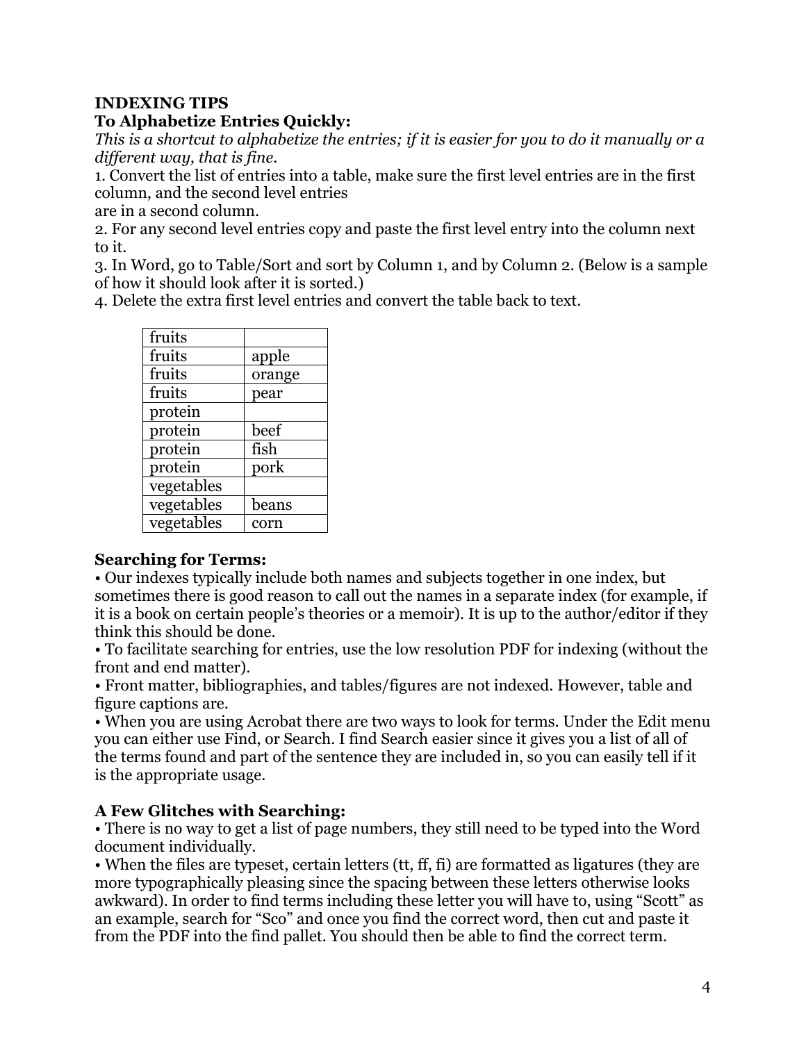**INDEXING TIPS**

**To Alphabetize Entries Quickly:**

*This is a shortcut to alphabetize the entries; if it is easier for you to do it manually or a different way, that is fine.*

1. Convert the list of entries into a table, make sure the first level entries are in the first column, and the second level entries are in a second column.
2. For any second level entries copy and paste the first level entry into the column next to it.
3. In Word, go to Table/Sort and sort by Column 1, and by Column 2. (Below is a sample of how it should look after it is sorted.)
4. Delete the extra first level entries and convert the table back to text.

| | |
|---|---|
| fruits | |
| fruits | apple |
| fruits | orange |
| fruits | pear |
| protein | |
| protein | beef |
| protein | fish |
| protein | pork |
| vegetables | |
| vegetables | beans |
| vegetables | corn |

**Searching for Terms:**

- Our indexes typically include both names and subjects together in one index, but sometimes there is good reason to call out the names in a separate index (for example, if it is a book on certain people's theories or a memoir). It is up to the author/editor if they think this should be done.
- To facilitate searching for entries, use the low resolution PDF for indexing (without the front and end matter).
- Front matter, bibliographies, and tables/figures are not indexed. However, table and figure captions are.
- When you are using Acrobat there are two ways to look for terms. Under the Edit menu you can either use Find, or Search. I find Search easier since it gives you a list of all of the terms found and part of the sentence they are included in, so you can easily tell if it is the appropriate usage.

**A Few Glitches with Searching:**

- There is no way to get a list of page numbers, they still need to be typed into the Word document individually.
- When the files are typeset, certain letters (tt, ff, fi) are formatted as ligatures (they are more typographically pleasing since the spacing between these letters otherwise looks awkward). In order to find terms including these letter you will have to, using "Scott" as an example, search for "Sco" and once you find the correct word, then cut and paste it from the PDF into the find pallet. You should then be able to find the correct term.